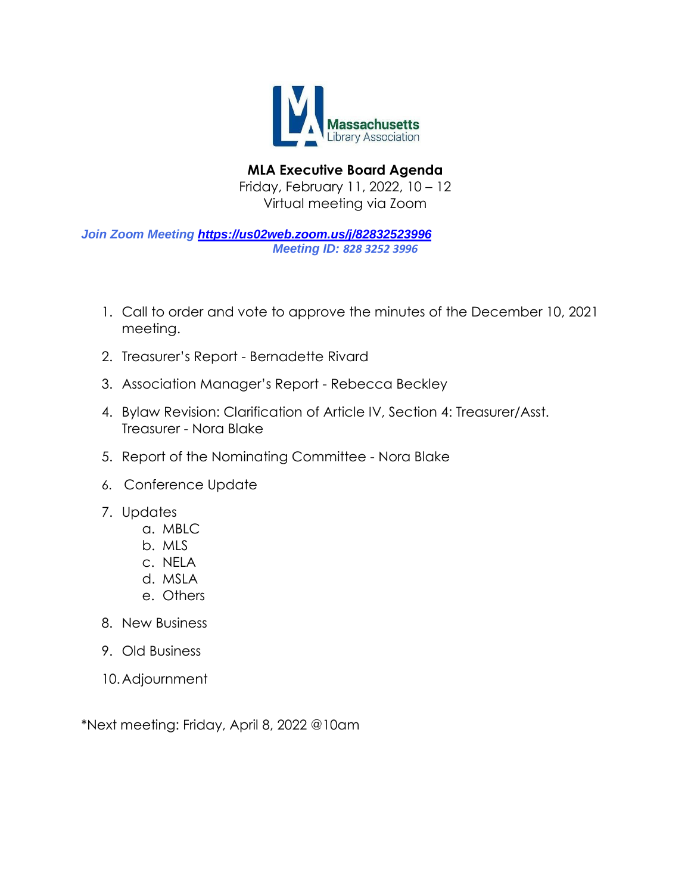Massachusetts Library Association

# MLA Executive Board Agenda

Friday, February 11, 2022, 10 – 12
Virtual meeting via Zoom

***Join Zoom Meeting [https://us02web.zoom.us/j/82832523996](https://us02web.zoom.us/j/82832523996)***
***Meeting ID: 828 3252 3996***

1. Call to order and vote to approve the minutes of the December 10, 2021 meeting.
2. Treasurer's Report - Bernadette Rivard
3. Association Manager's Report - Rebecca Beckley
4. Bylaw Revision: Clarification of Article IV, Section 4: Treasurer/Asst. Treasurer - Nora Blake
5. Report of the Nominating Committee - Nora Blake
6. Conference Update
7. Updates
   a. MBLC
   b. MLS
   c. NELA
   d. MSLA
   e. Others
8. New Business
9. Old Business
10. Adjournment

*Next meeting: Friday, April 8, 2022 @10am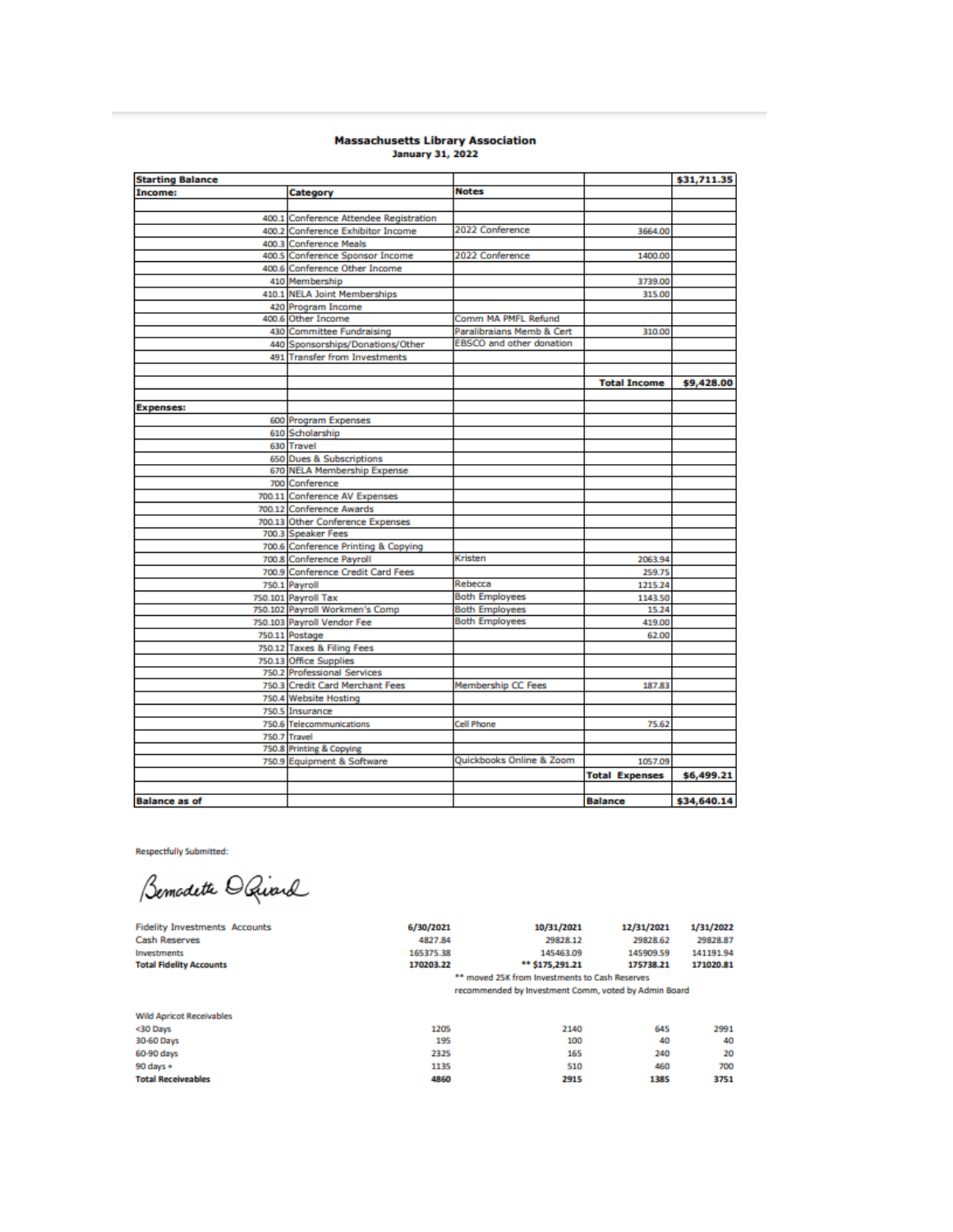**Massachusetts Library Association**
**January 31, 2022**

| Starting Balance | | | | $31,711.35 |
|---|---|---|---|---|
| **Income:** | **Category** | **Notes** | | |
| | | | | |
| 400.1 | Conference Attendee Registration | | | |
| 400.2 | Conference Exhibitor Income | 2022 Conference | 3664.00 | |
| 400.3 | Conference Meals | | | |
| 400.5 | Conference Sponsor Income | 2022 Conference | 1400.00 | |
| 400.6 | Conference Other Income | | | |
| 410 | Membership | | 3739.00 | |
| 410.1 | NELA Joint Memberships | | 315.00 | |
| 420 | Program Income | | | |
| 400.6 | Other Income | Comm MA PMFL Refund | | |
| 430 | Committee Fundraising | Paralibraians Memb & Cert | 310.00 | |
| 440 | Sponsorships/Donations/Other | EBSCO and other donation | | |
| 491 | Transfer from Investments | | | |
| | | | | |
| | | | **Total Income** | **$9,428.00** |
| | | | | |
| **Expenses:** | | | | |
| 600 | Program Expenses | | | |
| 610 | Scholarship | | | |
| 630 | Travel | | | |
| 650 | Dues & Subscriptions | | | |
| 670 | NELA Membership Expense | | | |
| 700 | Conference | | | |
| 700.11 | Conference AV Expenses | | | |
| 700.12 | Conference Awards | | | |
| 700.13 | Other Conference Expenses | | | |
| 700.3 | Speaker Fees | | | |
| 700.6 | Conference Printing & Copying | | | |
| 700.8 | Conference Payroll | Kristen | 2063.94 | |
| 700.9 | Conference Credit Card Fees | | 259.75 | |
| 750.1 | Payroll | Rebecca | 1215.24 | |
| 750.101 | Payroll Tax | Both Employees | 1143.50 | |
| 750.102 | Payroll Workmen's Comp | Both Employees | 15.24 | |
| 750.103 | Payroll Vendor Fee | Both Employees | 419.00 | |
| 750.11 | Postage | | 62.00 | |
| 750.12 | Taxes & Filing Fees | | | |
| 750.13 | Office Supplies | | | |
| 750.2 | Professional Services | | | |
| 750.3 | Credit Card Merchant Fees | Membership CC Fees | 187.83 | |
| 750.4 | Website Hosting | | | |
| 750.5 | Insurance | | | |
| 750.6 | Telecommunications | Cell Phone | 75.62 | |
| 750.7 | Travel | | | |
| 750.8 | Printing & Copying | | | |
| 750.9 | Equipment & Software | Quickbooks Online & Zoom | 1057.09 | |
| | | | **Total Expenses** | **$6,499.21** |
| | | | | |
| **Balance as of** | | | **Balance** | **$34,640.14** |

Respectfully Submitted:

Bernadette D. Rivard

| Fidelity Investments Accounts | 6/30/2021 | 10/31/2021 | 12/31/2021 | 1/31/2022 |
|---|---|---|---|---|
| Cash Reserves | 4827.84 | 29828.12 | 29828.62 | 29828.87 |
| Investments | 165375.38 | 145463.09 | 145909.59 | 141191.94 |
| **Total Fidelity Accounts** | **170203.22** | **** $175,291.21** | **175738.21** | **171020.81** |

** moved 25K from Investments to Cash Reserves
recommended by Investment Comm, voted by Admin Board

| Wild Apricot Receivables | | | | |
|---|---|---|---|---|
| <30 Days | 1205 | 2140 | 645 | 2991 |
| 30-60 Days | 195 | 100 | 40 | 40 |
| 60-90 days | 2325 | 165 | 240 | 20 |
| 90 days + | 1135 | 510 | 460 | 700 |
| **Total Receiveables** | **4860** | **2915** | **1385** | **3751** |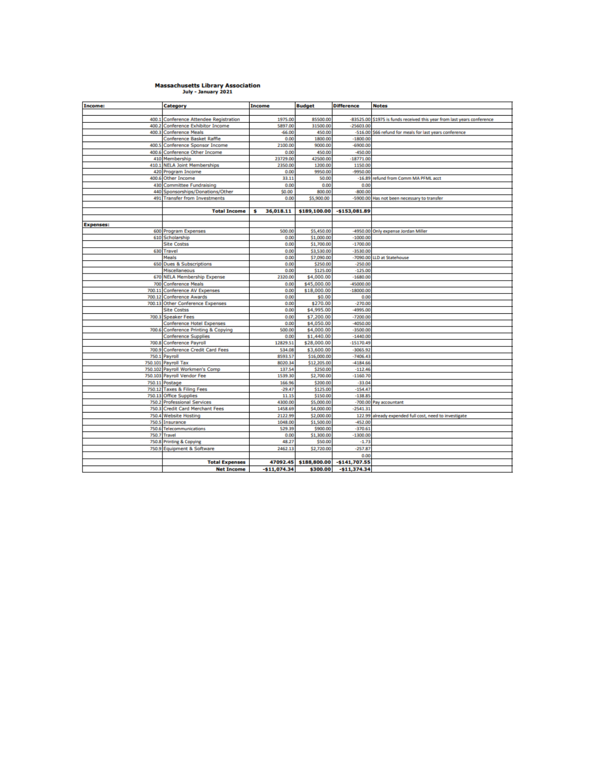**Massachusetts Library Association**
**July - January 2021**

| Income: | Category | Income | Budget | Difference | Notes |
|---|---|---|---|---|---|
| 400.1 | Conference Attendee Registration | 1975.00 | 85500.00 | -83525.00 | $1975 is funds received this year from last years conference |
| 400.2 | Conference Exhibitor Income | 5897.00 | 31500.00 | -25603.00 | |
| 400.3 | Conference Meals | -66.00 | 450.00 | -516.00 | $66 refund for meals for last years conference |
| | Conference Basket Raffle | 0.00 | 1800.00 | -1800.00 | |
| 400.5 | Conference Sponsor Income | 2100.00 | 9000.00 | -6900.00 | |
| 400.6 | Conference Other Income | 0.00 | 450.00 | -450.00 | |
| 410 | Membership | 23729.00 | 42500.00 | -18771.00 | |
| 410.1 | NELA Joint Memberships | 2350.00 | 1200.00 | 1150.00 | |
| 420 | Program Income | 0.00 | 9950.00 | -9950.00 | |
| 400.6 | Other Income | 33.11 | 50.00 | -16.89 | refund from Comm MA PFML acct |
| 430 | Committee Fundraising | 0.00 | 0.00 | 0.00 | |
| 440 | Sponsorships/Donations/Other | $0.00 | 800.00 | -800.00 | |
| 491 | Transfer from Investments | 0.00 | $5,900.00 | -5900.00 | Has not been necessary to transfer |
| | **Total Income** | **$ 36,018.11** | **$189,100.00** | **-$153,081.89** | |
| **Expenses:** | | | | | |
| 600 | Program Expenses | 500.00 | $5,450.00 | -4950.00 | Only expense Jordan Miller |
| 610 | Scholarship | 0.00 | $1,000.00 | -1000.00 | |
| | Site Costss | 0.00 | $1,700.00 | -1700.00 | |
| 630 | Travel | 0.00 | $3,530.00 | -3530.00 | |
| | Meals | 0.00 | $7,090.00 | -7090.00 | LLD at Statehouse |
| 650 | Dues & Subscriptions | 0.00 | $250.00 | -250.00 | |
| | Miscellaneous | 0.00 | $125.00 | -125.00 | |
| 670 | NELA Membership Expense | 2320.00 | $4,000.00 | -1680.00 | |
| 700 | Conference Meals | 0.00 | $45,000.00 | -45000.00 | |
| 700.11 | Conference AV Expenses | 0.00 | $18,000.00 | -18000.00 | |
| 700.12 | Conference Awards | 0.00 | $0.00 | 0.00 | |
| 700.13 | Other Conference Expenses | 0.00 | $270.00 | -270.00 | |
| | Site Costss | 0.00 | $4,995.00 | -4995.00 | |
| 700.3 | Speaker Fees | 0.00 | $7,200.00 | -7200.00 | |
| | Conference Hotel Expenses | 0.00 | $4,050.00 | -4050.00 | |
| 700.6 | Conference Printing & Copying | 500.00 | $4,000.00 | -3500.00 | |
| | Conference Supplies | 0.00 | $1,440.00 | -1440.00 | |
| 700.8 | Conference Payroll | 12829.51 | $28,000.00 | -15170.49 | |
| 700.9 | Conference Credit Card Fees | 534.08 | $3,600.00 | -3065.92 | |
| 750.1 | Payroll | 8593.57 | $16,000.00 | -7406.43 | |
| 750.101 | Payroll Tax | 8020.34 | $12,205.00 | -4184.66 | |
| 750.102 | Payroll Workmen's Comp | 137.54 | $250.00 | -112.46 | |
| 750.103 | Payroll Vendor Fee | 1539.30 | $2,700.00 | -1160.70 | |
| 750.11 | Postage | 166.96 | $200.00 | -33.04 | |
| 750.12 | Taxes & Filing Fees | -29.47 | $125.00 | -154.47 | |
| 750.13 | Office Supplies | 11.15 | $150.00 | -138.85 | |
| 750.2 | Professional Services | 4300.00 | $5,000.00 | -700.00 | Pay accountant |
| 750.3 | Credit Card Merchant Fees | 1458.69 | $4,000.00 | -2541.31 | |
| 750.4 | Website Hosting | 2122.99 | $2,000.00 | 122.99 | already expended full cost, need to investigate |
| 750.5 | Insurance | 1048.00 | $1,500.00 | -452.00 | |
| 750.6 | Telecommunications | 529.39 | $900.00 | -370.61 | |
| 750.7 | Travel | 0.00 | $1,300.00 | -1300.00 | |
| 750.8 | Printing & Copying | 48.27 | $50.00 | -1.73 | |
| 750.9 | Equipment & Software | 2462.13 | $2,720.00 | -257.87 | |
| | | | | 0.00 | |
| | **Total Expenses** | **47092.45** | **$188,800.00** | **-$141,707.55** | |
| | **Net Income** | **-$11,074.34** | **$300.00** | **-$11,374.34** | |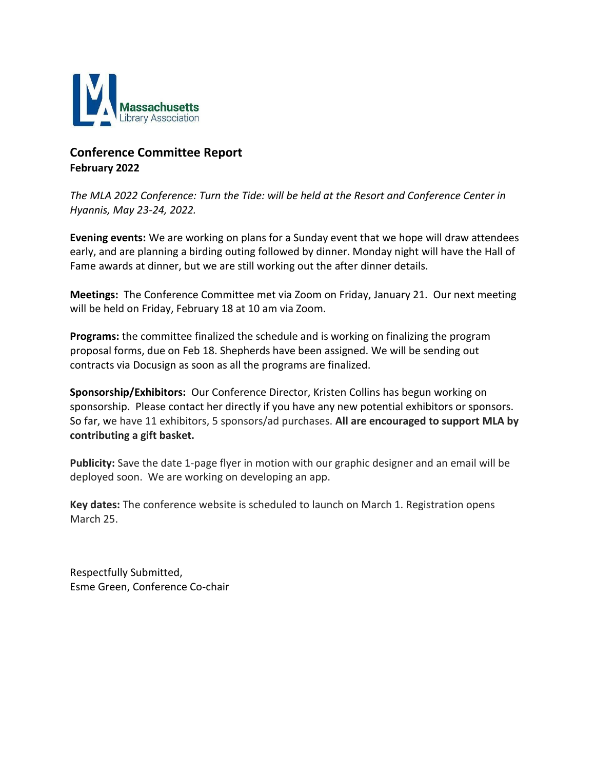Massachusetts Library Association

## Conference Committee Report
**February 2022**

*The MLA 2022 Conference: Turn the Tide: will be held at the Resort and Conference Center in Hyannis, May 23-24, 2022.*

**Evening events:** We are working on plans for a Sunday event that we hope will draw attendees early, and are planning a birding outing followed by dinner. Monday night will have the Hall of Fame awards at dinner, but we are still working out the after dinner details.

**Meetings:** The Conference Committee met via Zoom on Friday, January 21. Our next meeting will be held on Friday, February 18 at 10 am via Zoom.

**Programs:** the committee finalized the schedule and is working on finalizing the program proposal forms, due on Feb 18. Shepherds have been assigned. We will be sending out contracts via Docusign as soon as all the programs are finalized.

**Sponsorship/Exhibitors:** Our Conference Director, Kristen Collins has begun working on sponsorship. Please contact her directly if you have any new potential exhibitors or sponsors. So far, we have 11 exhibitors, 5 sponsors/ad purchases. **All are encouraged to support MLA by contributing a gift basket.**

**Publicity:** Save the date 1-page flyer in motion with our graphic designer and an email will be deployed soon. We are working on developing an app.

**Key dates:** The conference website is scheduled to launch on March 1. Registration opens March 25.

Respectfully Submitted,
Esme Green, Conference Co-chair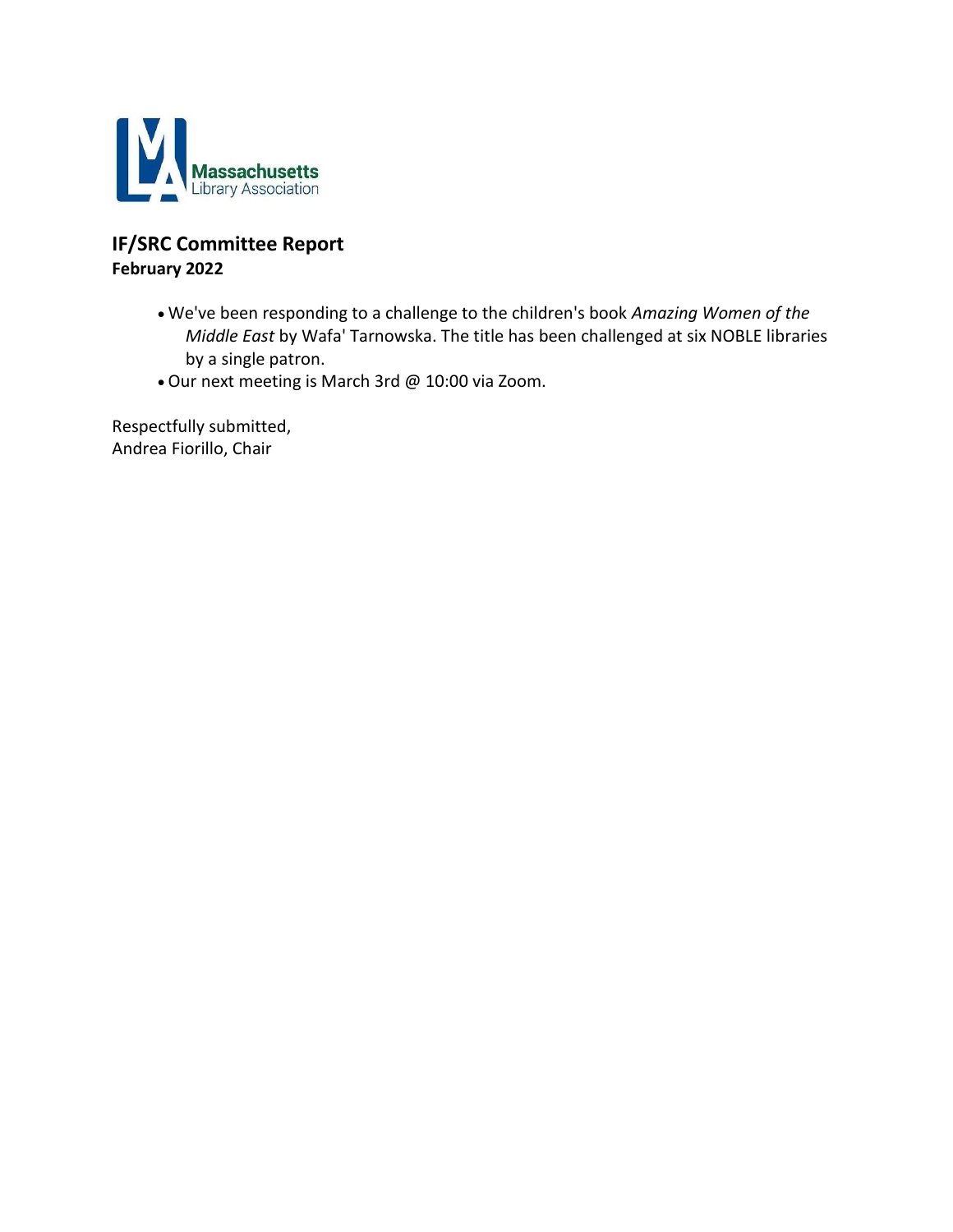Massachusetts Library Association

## IF/SRC Committee Report

**February 2022**

- We've been responding to a challenge to the children's book *Amazing Women of the Middle East* by Wafa' Tarnowska. The title has been challenged at six NOBLE libraries by a single patron.
- Our next meeting is March 3rd @ 10:00 via Zoom.

Respectfully submitted,
Andrea Fiorillo, Chair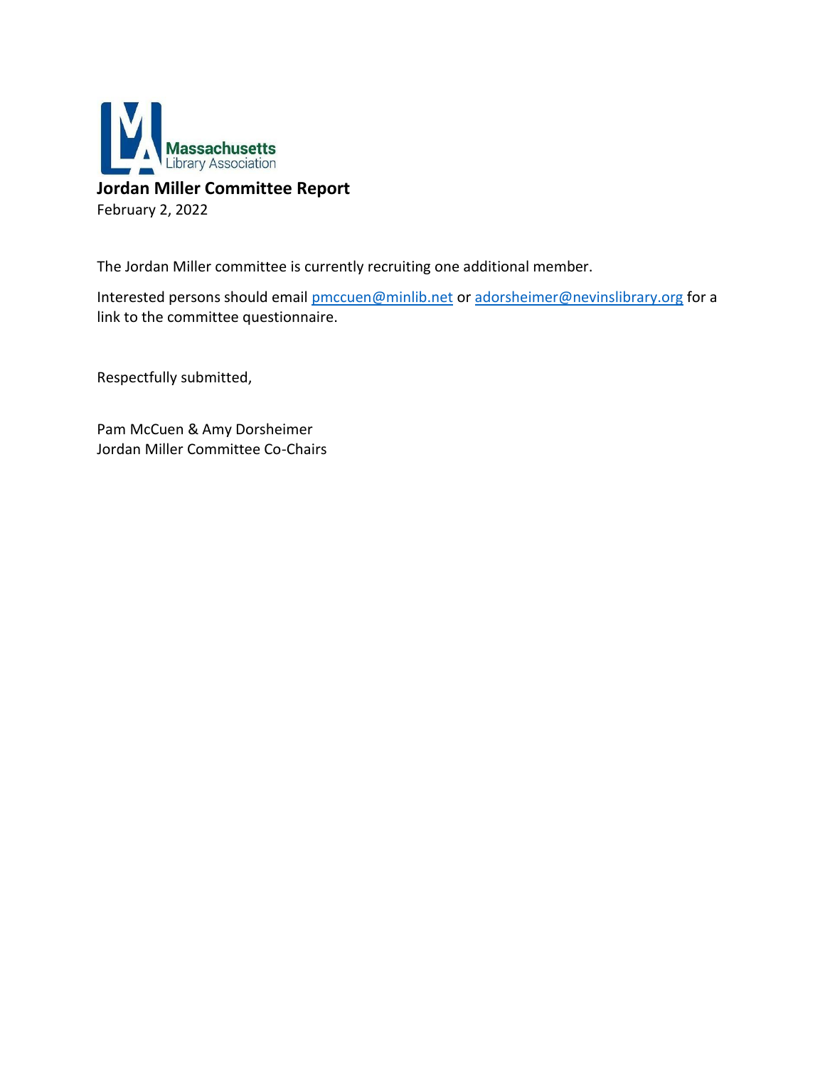Massachusetts Library Association

# Jordan Miller Committee Report

February 2, 2022

The Jordan Miller committee is currently recruiting one additional member.

Interested persons should email pmccuen@minlib.net or adorsheimer@nevinslibrary.org for a link to the committee questionnaire.

Respectfully submitted,

Pam McCuen & Amy Dorsheimer
Jordan Miller Committee Co-Chairs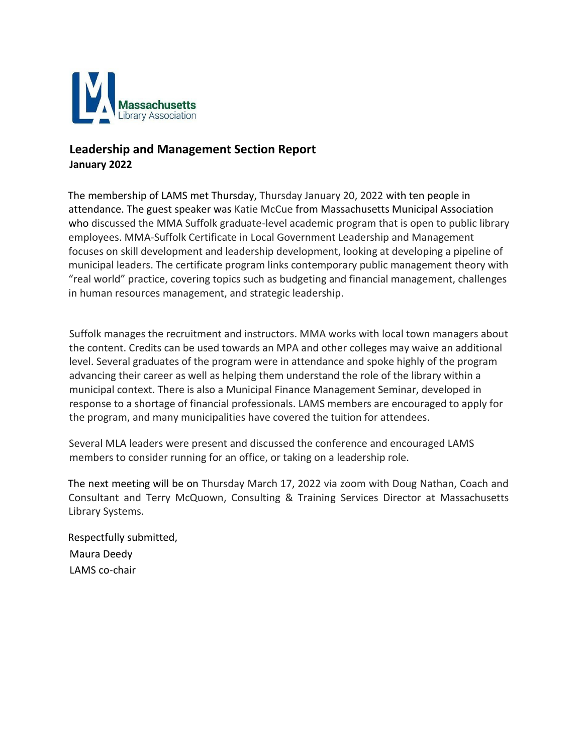## Leadership and Management Section Report

**January 2022**

The membership of LAMS met Thursday, Thursday January 20, 2022 with ten people in attendance. The guest speaker was Katie McCue from Massachusetts Municipal Association who discussed the MMA Suffolk graduate-level academic program that is open to public library employees. MMA-Suffolk Certificate in Local Government Leadership and Management focuses on skill development and leadership development, looking at developing a pipeline of municipal leaders. The certificate program links contemporary public management theory with "real world" practice, covering topics such as budgeting and financial management, challenges in human resources management, and strategic leadership.

Suffolk manages the recruitment and instructors. MMA works with local town managers about the content. Credits can be used towards an MPA and other colleges may waive an additional level. Several graduates of the program were in attendance and spoke highly of the program advancing their career as well as helping them understand the role of the library within a municipal context. There is also a Municipal Finance Management Seminar, developed in response to a shortage of financial professionals. LAMS members are encouraged to apply for the program, and many municipalities have covered the tuition for attendees.

Several MLA leaders were present and discussed the conference and encouraged LAMS members to consider running for an office, or taking on a leadership role.

The next meeting will be on Thursday March 17, 2022 via zoom with Doug Nathan, Coach and Consultant and Terry McQuown, Consulting & Training Services Director at Massachusetts Library Systems.

Respectfully submitted,
Maura Deedy
LAMS co-chair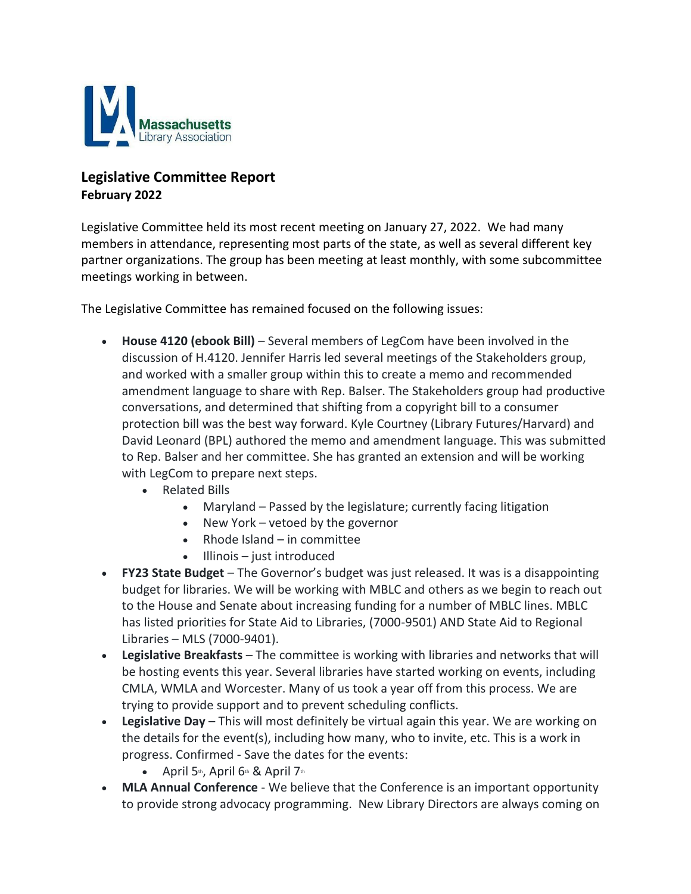## Legislative Committee Report
**February 2022**

Legislative Committee held its most recent meeting on January 27, 2022. We had many members in attendance, representing most parts of the state, as well as several different key partner organizations. The group has been meeting at least monthly, with some subcommittee meetings working in between.

The Legislative Committee has remained focused on the following issues:

- **House 4120 (ebook Bill)** – Several members of LegCom have been involved in the discussion of H.4120. Jennifer Harris led several meetings of the Stakeholders group, and worked with a smaller group within this to create a memo and recommended amendment language to share with Rep. Balser. The Stakeholders group had productive conversations, and determined that shifting from a copyright bill to a consumer protection bill was the best way forward. Kyle Courtney (Library Futures/Harvard) and David Leonard (BPL) authored the memo and amendment language. This was submitted to Rep. Balser and her committee. She has granted an extension and will be working with LegCom to prepare next steps.
    - Related Bills
        - Maryland – Passed by the legislature; currently facing litigation
        - New York – vetoed by the governor
        - Rhode Island – in committee
        - Illinois – just introduced
- **FY23 State Budget** – The Governor's budget was just released. It was is a disappointing budget for libraries. We will be working with MBLC and others as we begin to reach out to the House and Senate about increasing funding for a number of MBLC lines. MBLC has listed priorities for State Aid to Libraries, (7000-9501) AND State Aid to Regional Libraries – MLS (7000-9401).
- **Legislative Breakfasts** – The committee is working with libraries and networks that will be hosting events this year. Several libraries have started working on events, including CMLA, WMLA and Worcester. Many of us took a year off from this process. We are trying to provide support and to prevent scheduling conflicts.
- **Legislative Day** – This will most definitely be virtual again this year. We are working on the details for the event(s), including how many, who to invite, etc. This is a work in progress. Confirmed - Save the dates for the events:
    - April 5th, April 6th & April 7th
- **MLA Annual Conference** - We believe that the Conference is an important opportunity to provide strong advocacy programming. New Library Directors are always coming on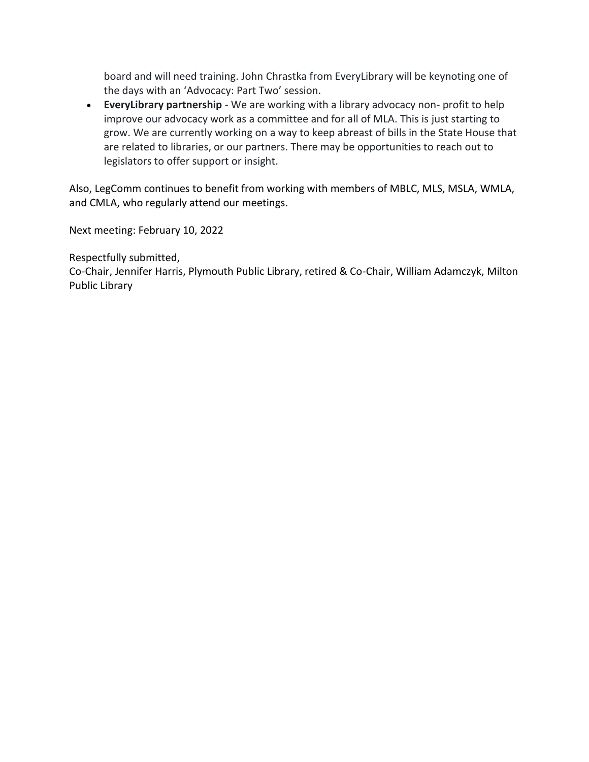board and will need training. John Chrastka from EveryLibrary will be keynoting one of the days with an 'Advocacy: Part Two' session.

- **EveryLibrary partnership** - We are working with a library advocacy non- profit to help improve our advocacy work as a committee and for all of MLA. This is just starting to grow. We are currently working on a way to keep abreast of bills in the State House that are related to libraries, or our partners. There may be opportunities to reach out to legislators to offer support or insight.

Also, LegComm continues to benefit from working with members of MBLC, MLS, MSLA, WMLA, and CMLA, who regularly attend our meetings.

Next meeting: February 10, 2022

Respectfully submitted,
Co-Chair, Jennifer Harris, Plymouth Public Library, retired & Co-Chair, William Adamczyk, Milton Public Library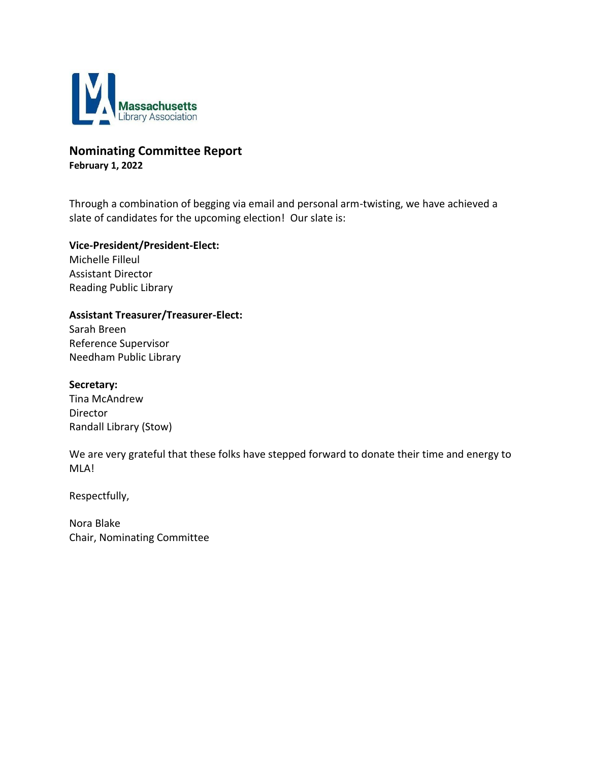## Nominating Committee Report

**February 1, 2022**

Through a combination of begging via email and personal arm-twisting, we have achieved a slate of candidates for the upcoming election! Our slate is:

**Vice-President/President-Elect:**
Michelle Filleul
Assistant Director
Reading Public Library

**Assistant Treasurer/Treasurer-Elect:**
Sarah Breen
Reference Supervisor
Needham Public Library

**Secretary:**
Tina McAndrew
Director
Randall Library (Stow)

We are very grateful that these folks have stepped forward to donate their time and energy to MLA!

Respectfully,

Nora Blake
Chair, Nominating Committee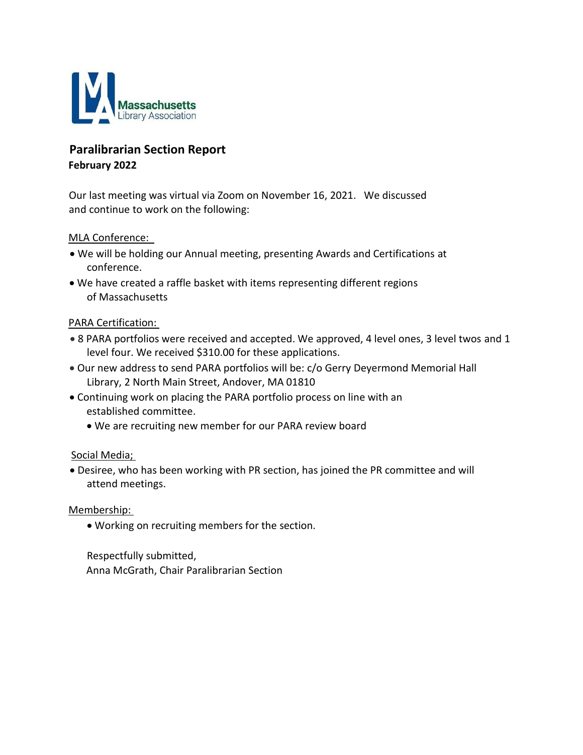Massachusetts Library Association

## Paralibrarian Section Report

**February 2022**

Our last meeting was virtual via Zoom on November 16, 2021. We discussed and continue to work on the following:

MLA Conference:

- We will be holding our Annual meeting, presenting Awards and Certifications at conference.
- We have created a raffle basket with items representing different regions of Massachusetts

PARA Certification:

- 8 PARA portfolios were received and accepted. We approved, 4 level ones, 3 level twos and 1 level four. We received $310.00 for these applications.
- Our new address to send PARA portfolios will be: c/o Gerry Deyermond Memorial Hall Library, 2 North Main Street, Andover, MA 01810
- Continuing work on placing the PARA portfolio process on line with an established committee.
  - We are recruiting new member for our PARA review board

Social Media;

- Desiree, who has been working with PR section, has joined the PR committee and will attend meetings.

Membership:

- Working on recruiting members for the section.

Respectfully submitted,
Anna McGrath, Chair Paralibrarian Section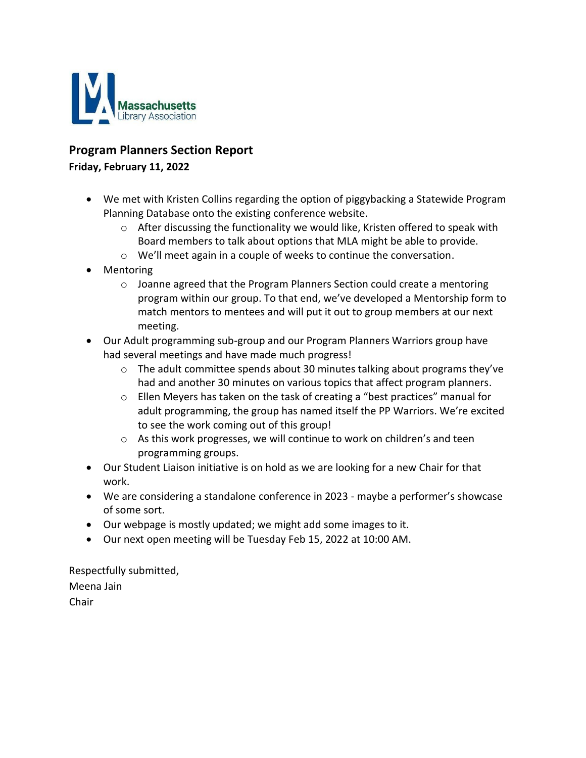Massachusetts Library Association

## Program Planners Section Report

**Friday, February 11, 2022**

- We met with Kristen Collins regarding the option of piggybacking a Statewide Program Planning Database onto the existing conference website.
  - After discussing the functionality we would like, Kristen offered to speak with Board members to talk about options that MLA might be able to provide.
  - We'll meet again in a couple of weeks to continue the conversation.
- Mentoring
  - Joanne agreed that the Program Planners Section could create a mentoring program within our group. To that end, we've developed a Mentorship form to match mentors to mentees and will put it out to group members at our next meeting.
- Our Adult programming sub-group and our Program Planners Warriors group have had several meetings and have made much progress!
  - The adult committee spends about 30 minutes talking about programs they've had and another 30 minutes on various topics that affect program planners.
  - Ellen Meyers has taken on the task of creating a "best practices" manual for adult programming, the group has named itself the PP Warriors. We're excited to see the work coming out of this group!
  - As this work progresses, we will continue to work on children's and teen programming groups.
- Our Student Liaison initiative is on hold as we are looking for a new Chair for that work.
- We are considering a standalone conference in 2023 - maybe a performer's showcase of some sort.
- Our webpage is mostly updated; we might add some images to it.
- Our next open meeting will be Tuesday Feb 15, 2022 at 10:00 AM.

Respectfully submitted,
Meena Jain
Chair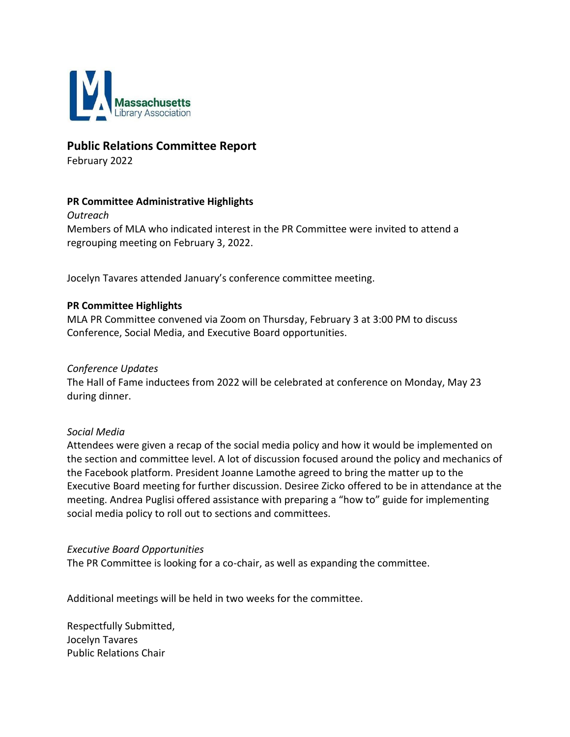Massachusetts Library Association

## Public Relations Committee Report

February 2022

### PR Committee Administrative Highlights

*Outreach*

Members of MLA who indicated interest in the PR Committee were invited to attend a regrouping meeting on February 3, 2022.

Jocelyn Tavares attended January's conference committee meeting.

### PR Committee Highlights

MLA PR Committee convened via Zoom on Thursday, February 3 at 3:00 PM to discuss Conference, Social Media, and Executive Board opportunities.

*Conference Updates*

The Hall of Fame inductees from 2022 will be celebrated at conference on Monday, May 23 during dinner.

*Social Media*

Attendees were given a recap of the social media policy and how it would be implemented on the section and committee level. A lot of discussion focused around the policy and mechanics of the Facebook platform. President Joanne Lamothe agreed to bring the matter up to the Executive Board meeting for further discussion. Desiree Zicko offered to be in attendance at the meeting. Andrea Puglisi offered assistance with preparing a "how to" guide for implementing social media policy to roll out to sections and committees.

*Executive Board Opportunities*

The PR Committee is looking for a co-chair, as well as expanding the committee.

Additional meetings will be held in two weeks for the committee.

Respectfully Submitted,
Jocelyn Tavares
Public Relations Chair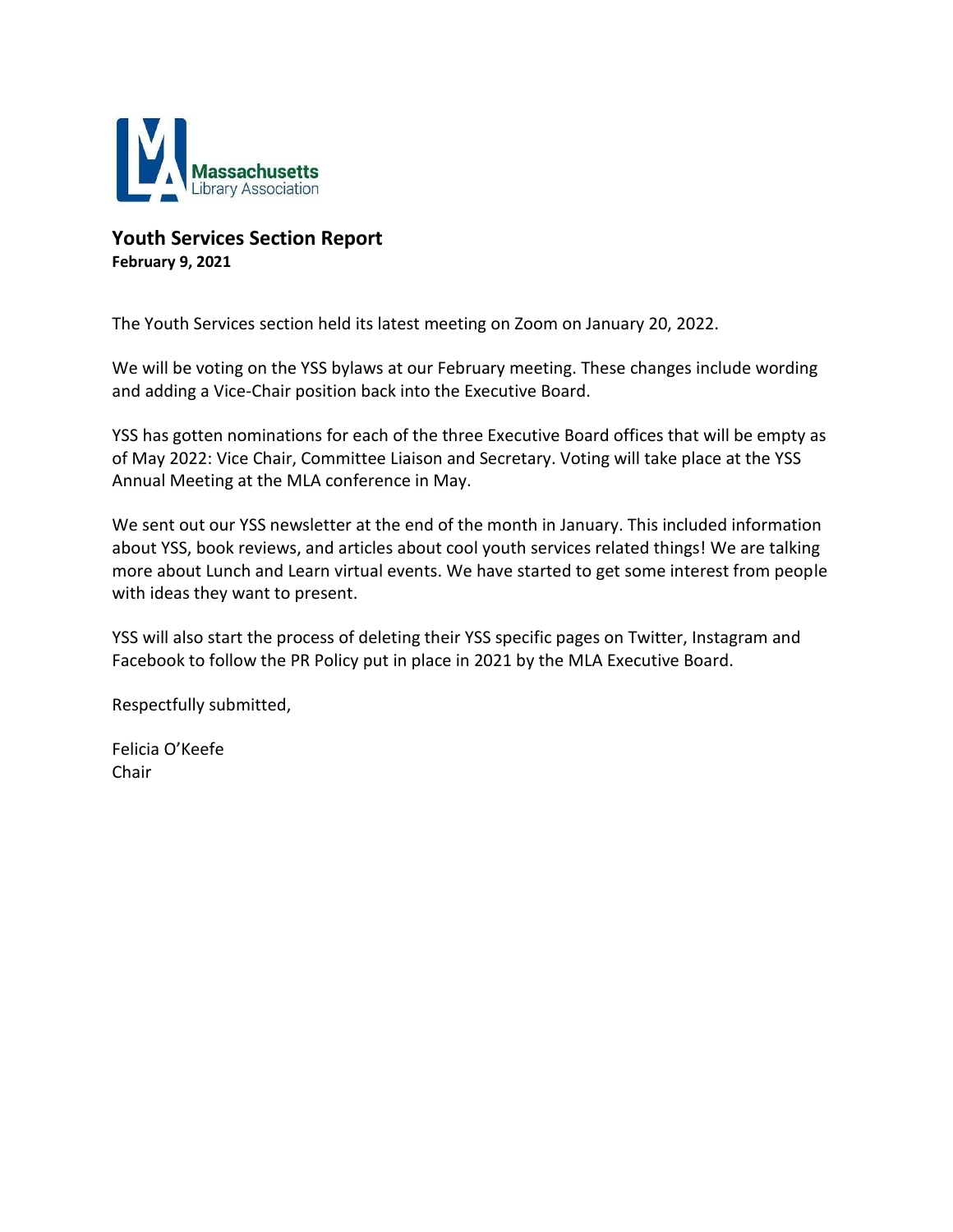Massachusetts Library Association

## Youth Services Section Report

**February 9, 2021**

The Youth Services section held its latest meeting on Zoom on January 20, 2022.

We will be voting on the YSS bylaws at our February meeting. These changes include wording and adding a Vice-Chair position back into the Executive Board.

YSS has gotten nominations for each of the three Executive Board offices that will be empty as of May 2022: Vice Chair, Committee Liaison and Secretary. Voting will take place at the YSS Annual Meeting at the MLA conference in May.

We sent out our YSS newsletter at the end of the month in January. This included information about YSS, book reviews, and articles about cool youth services related things! We are talking more about Lunch and Learn virtual events. We have started to get some interest from people with ideas they want to present.

YSS will also start the process of deleting their YSS specific pages on Twitter, Instagram and Facebook to follow the PR Policy put in place in 2021 by the MLA Executive Board.

Respectfully submitted,

Felicia O'Keefe
Chair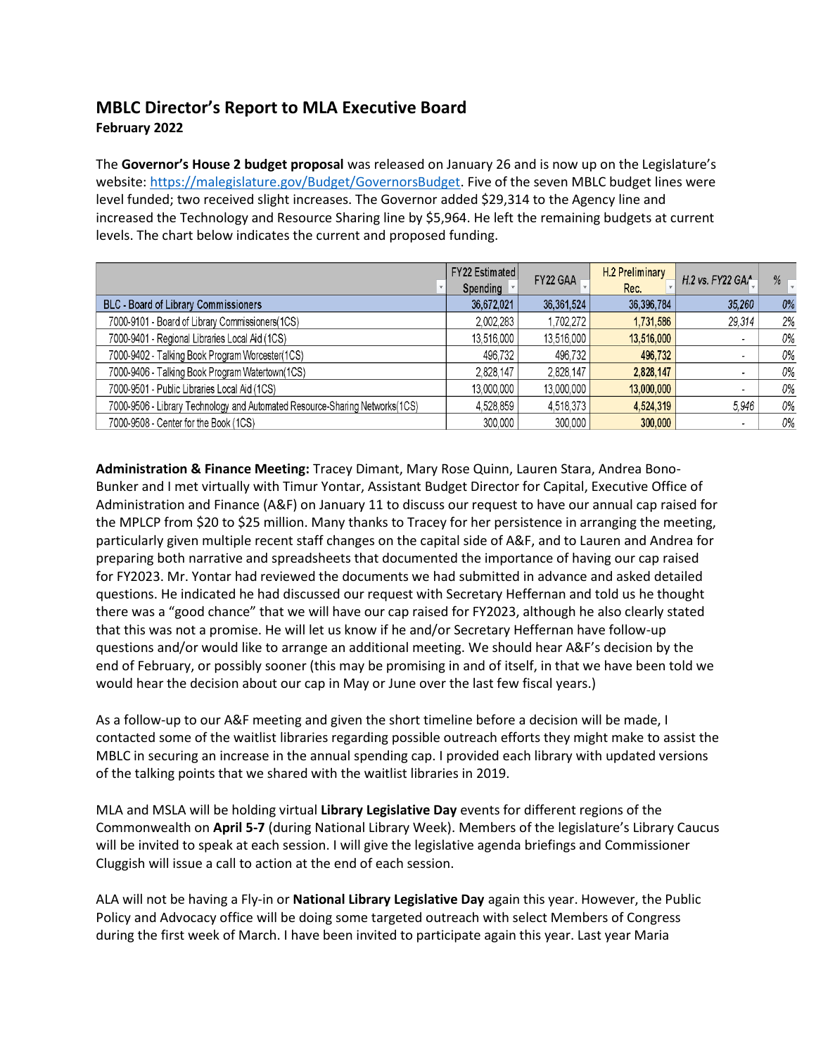# MBLC Director's Report to MLA Executive Board

**February 2022**

The **Governor's House 2 budget proposal** was released on January 26 and is now up on the Legislature's website: https://malegislature.gov/Budget/GovernorsBudget. Five of the seven MBLC budget lines were level funded; two received slight increases. The Governor added $29,314 to the Agency line and increased the Technology and Resource Sharing line by $5,964. He left the remaining budgets at current levels. The chart below indicates the current and proposed funding.

| | FY22 Estimated Spending | FY22 GAA | H.2 Preliminary Rec. | H.2 vs. FY22 GAA | % |
|---|---|---|---|---|---|
| BLC - Board of Library Commissioners | 36,672,021 | 36,361,524 | 36,396,784 | 35,260 | 0% |
| 7000-9101 - Board of Library Commissioners(1CS) | 2,002,283 | 1,702,272 | 1,731,586 | 29,314 | 2% |
| 7000-9401 - Regional Libraries Local Aid (1CS) | 13,516,000 | 13,516,000 | 13,516,000 | - | 0% |
| 7000-9402 - Talking Book Program Worcester(1CS) | 496,732 | 496,732 | 496,732 | - | 0% |
| 7000-9406 - Talking Book Program Watertown(1CS) | 2,828,147 | 2,828,147 | 2,828,147 | - | 0% |
| 7000-9501 - Public Libraries Local Aid (1CS) | 13,000,000 | 13,000,000 | 13,000,000 | - | 0% |
| 7000-9506 - Library Technology and Automated Resource-Sharing Networks(1CS) | 4,528,859 | 4,518,373 | 4,524,319 | 5,946 | 0% |
| 7000-9508 - Center for the Book (1CS) | 300,000 | 300,000 | 300,000 | - | 0% |

**Administration & Finance Meeting:** Tracey Dimant, Mary Rose Quinn, Lauren Stara, Andrea Bono-Bunker and I met virtually with Timur Yontar, Assistant Budget Director for Capital, Executive Office of Administration and Finance (A&F) on January 11 to discuss our request to have our annual cap raised for the MPLCP from $20 to $25 million. Many thanks to Tracey for her persistence in arranging the meeting, particularly given multiple recent staff changes on the capital side of A&F, and to Lauren and Andrea for preparing both narrative and spreadsheets that documented the importance of having our cap raised for FY2023. Mr. Yontar had reviewed the documents we had submitted in advance and asked detailed questions. He indicated he had discussed our request with Secretary Heffernan and told us he thought there was a "good chance" that we will have our cap raised for FY2023, although he also clearly stated that this was not a promise. He will let us know if he and/or Secretary Heffernan have follow-up questions and/or would like to arrange an additional meeting. We should hear A&F's decision by the end of February, or possibly sooner (this may be promising in and of itself, in that we have been told we would hear the decision about our cap in May or June over the last few fiscal years.)

As a follow-up to our A&F meeting and given the short timeline before a decision will be made, I contacted some of the waitlist libraries regarding possible outreach efforts they might make to assist the MBLC in securing an increase in the annual spending cap. I provided each library with updated versions of the talking points that we shared with the waitlist libraries in 2019.

MLA and MSLA will be holding virtual **Library Legislative Day** events for different regions of the Commonwealth on **April 5-7** (during National Library Week). Members of the legislature's Library Caucus will be invited to speak at each session. I will give the legislative agenda briefings and Commissioner Cluggish will issue a call to action at the end of each session.

ALA will not be having a Fly-in or **National Library Legislative Day** again this year. However, the Public Policy and Advocacy office will be doing some targeted outreach with select Members of Congress during the first week of March. I have been invited to participate again this year. Last year Maria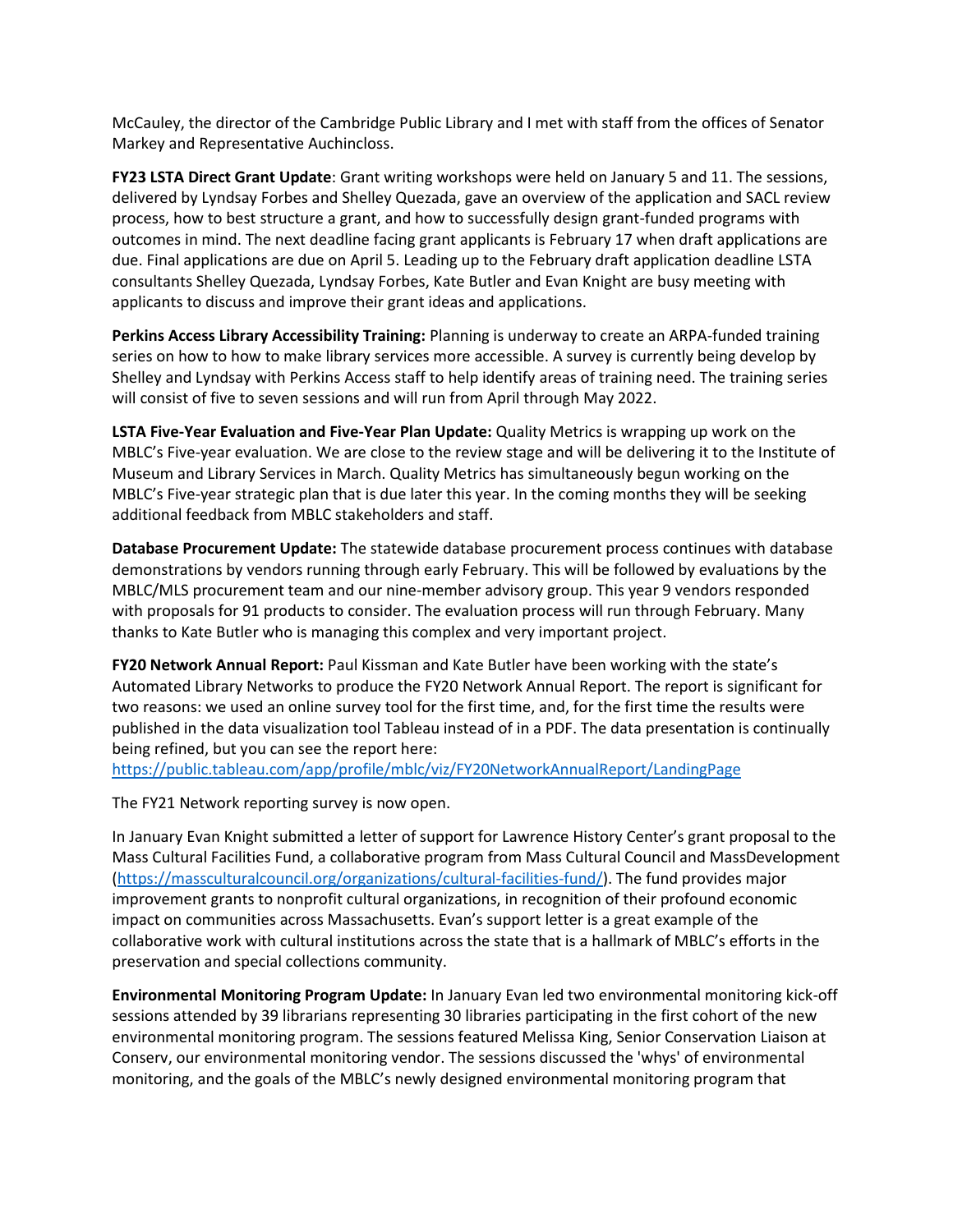McCauley, the director of the Cambridge Public Library and I met with staff from the offices of Senator Markey and Representative Auchincloss.

**FY23 LSTA Direct Grant Update**: Grant writing workshops were held on January 5 and 11. The sessions, delivered by Lyndsay Forbes and Shelley Quezada, gave an overview of the application and SACL review process, how to best structure a grant, and how to successfully design grant-funded programs with outcomes in mind. The next deadline facing grant applicants is February 17 when draft applications are due. Final applications are due on April 5. Leading up to the February draft application deadline LSTA consultants Shelley Quezada, Lyndsay Forbes, Kate Butler and Evan Knight are busy meeting with applicants to discuss and improve their grant ideas and applications.

**Perkins Access Library Accessibility Training:** Planning is underway to create an ARPA-funded training series on how to how to make library services more accessible. A survey is currently being develop by Shelley and Lyndsay with Perkins Access staff to help identify areas of training need. The training series will consist of five to seven sessions and will run from April through May 2022.

**LSTA Five-Year Evaluation and Five-Year Plan Update:** Quality Metrics is wrapping up work on the MBLC's Five-year evaluation. We are close to the review stage and will be delivering it to the Institute of Museum and Library Services in March. Quality Metrics has simultaneously begun working on the MBLC's Five-year strategic plan that is due later this year. In the coming months they will be seeking additional feedback from MBLC stakeholders and staff.

**Database Procurement Update:** The statewide database procurement process continues with database demonstrations by vendors running through early February. This will be followed by evaluations by the MBLC/MLS procurement team and our nine-member advisory group. This year 9 vendors responded with proposals for 91 products to consider. The evaluation process will run through February. Many thanks to Kate Butler who is managing this complex and very important project.

**FY20 Network Annual Report:** Paul Kissman and Kate Butler have been working with the state's Automated Library Networks to produce the FY20 Network Annual Report. The report is significant for two reasons: we used an online survey tool for the first time, and, for the first time the results were published in the data visualization tool Tableau instead of in a PDF. The data presentation is continually being refined, but you can see the report here:
https://public.tableau.com/app/profile/mblc/viz/FY20NetworkAnnualReport/LandingPage

The FY21 Network reporting survey is now open.

In January Evan Knight submitted a letter of support for Lawrence History Center's grant proposal to the Mass Cultural Facilities Fund, a collaborative program from Mass Cultural Council and MassDevelopment (https://massculturalcouncil.org/organizations/cultural-facilities-fund/). The fund provides major improvement grants to nonprofit cultural organizations, in recognition of their profound economic impact on communities across Massachusetts. Evan's support letter is a great example of the collaborative work with cultural institutions across the state that is a hallmark of MBLC's efforts in the preservation and special collections community.

**Environmental Monitoring Program Update:** In January Evan led two environmental monitoring kick-off sessions attended by 39 librarians representing 30 libraries participating in the first cohort of the new environmental monitoring program. The sessions featured Melissa King, Senior Conservation Liaison at Conserv, our environmental monitoring vendor. The sessions discussed the 'whys' of environmental monitoring, and the goals of the MBLC's newly designed environmental monitoring program that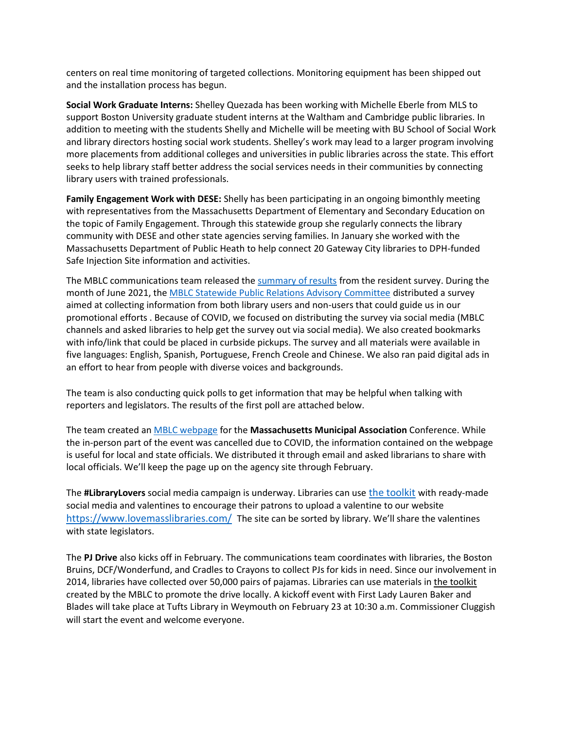centers on real time monitoring of targeted collections. Monitoring equipment has been shipped out and the installation process has begun.

**Social Work Graduate Interns:** Shelley Quezada has been working with Michelle Eberle from MLS to support Boston University graduate student interns at the Waltham and Cambridge public libraries. In addition to meeting with the students Shelly and Michelle will be meeting with BU School of Social Work and library directors hosting social work students. Shelley's work may lead to a larger program involving more placements from additional colleges and universities in public libraries across the state. This effort seeks to help library staff better address the social services needs in their communities by connecting library users with trained professionals.

**Family Engagement Work with DESE:** Shelly has been participating in an ongoing bimonthly meeting with representatives from the Massachusetts Department of Elementary and Secondary Education on the topic of Family Engagement. Through this statewide group she regularly connects the library community with DESE and other state agencies serving families. In January she worked with the Massachusetts Department of Public Heath to help connect 20 Gateway City libraries to DPH-funded Safe Injection Site information and activities.

The MBLC communications team released the summary of results from the resident survey. During the month of June 2021, the MBLC Statewide Public Relations Advisory Committee distributed a survey aimed at collecting information from both library users and non-users that could guide us in our promotional efforts . Because of COVID, we focused on distributing the survey via social media (MBLC channels and asked libraries to help get the survey out via social media). We also created bookmarks with info/link that could be placed in curbside pickups. The survey and all materials were available in five languages: English, Spanish, Portuguese, French Creole and Chinese. We also ran paid digital ads in an effort to hear from people with diverse voices and backgrounds.

The team is also conducting quick polls to get information that may be helpful when talking with reporters and legislators. The results of the first poll are attached below.

The team created an MBLC webpage for the **Massachusetts Municipal Association** Conference. While the in-person part of the event was cancelled due to COVID, the information contained on the webpage is useful for local and state officials. We distributed it through email and asked librarians to share with local officials. We'll keep the page up on the agency site through February.

The **#LibraryLovers** social media campaign is underway. Libraries can use the toolkit with ready-made social media and valentines to encourage their patrons to upload a valentine to our website https://www.lovemasslibraries.com/ The site can be sorted by library. We'll share the valentines with state legislators.

The **PJ Drive** also kicks off in February. The communications team coordinates with libraries, the Boston Bruins, DCF/Wonderfund, and Cradles to Crayons to collect PJs for kids in need. Since our involvement in 2014, libraries have collected over 50,000 pairs of pajamas. Libraries can use materials in the toolkit created by the MBLC to promote the drive locally. A kickoff event with First Lady Lauren Baker and Blades will take place at Tufts Library in Weymouth on February 23 at 10:30 a.m. Commissioner Cluggish will start the event and welcome everyone.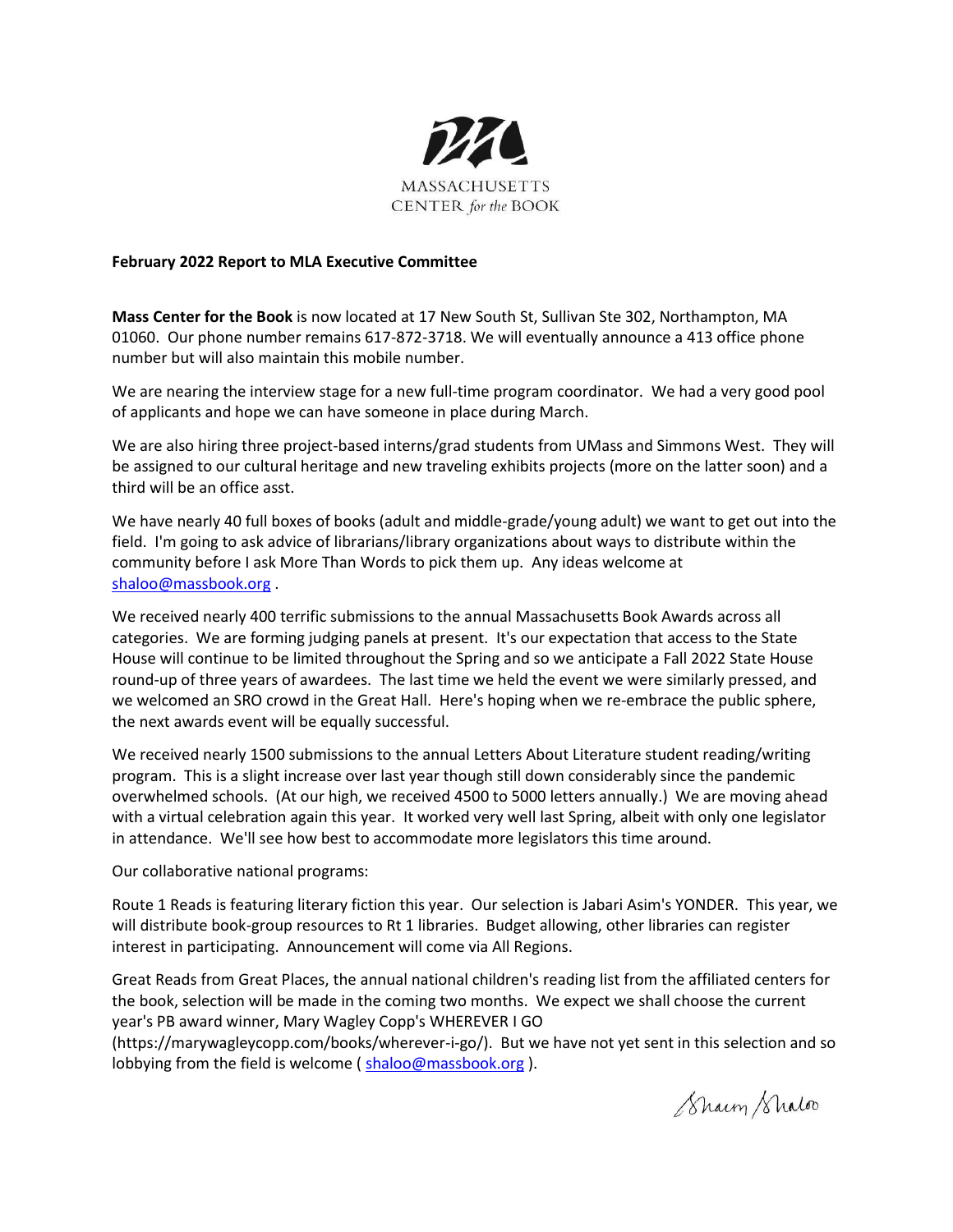MASSACHUSETTS
CENTER *for the* BOOK

**February 2022 Report to MLA Executive Committee**

**Mass Center for the Book** is now located at 17 New South St, Sullivan Ste 302, Northampton, MA 01060. Our phone number remains 617-872-3718. We will eventually announce a 413 office phone number but will also maintain this mobile number.

We are nearing the interview stage for a new full-time program coordinator. We had a very good pool of applicants and hope we can have someone in place during March.

We are also hiring three project-based interns/grad students from UMass and Simmons West. They will be assigned to our cultural heritage and new traveling exhibits projects (more on the latter soon) and a third will be an office asst.

We have nearly 40 full boxes of books (adult and middle-grade/young adult) we want to get out into the field. I'm going to ask advice of librarians/library organizations about ways to distribute within the community before I ask More Than Words to pick them up. Any ideas welcome at shaloo@massbook.org .

We received nearly 400 terrific submissions to the annual Massachusetts Book Awards across all categories. We are forming judging panels at present. It's our expectation that access to the State House will continue to be limited throughout the Spring and so we anticipate a Fall 2022 State House round-up of three years of awardees. The last time we held the event we were similarly pressed, and we welcomed an SRO crowd in the Great Hall. Here's hoping when we re-embrace the public sphere, the next awards event will be equally successful.

We received nearly 1500 submissions to the annual Letters About Literature student reading/writing program. This is a slight increase over last year though still down considerably since the pandemic overwhelmed schools. (At our high, we received 4500 to 5000 letters annually.) We are moving ahead with a virtual celebration again this year. It worked very well last Spring, albeit with only one legislator in attendance. We'll see how best to accommodate more legislators this time around.

Our collaborative national programs:

Route 1 Reads is featuring literary fiction this year. Our selection is Jabari Asim's YONDER. This year, we will distribute book-group resources to Rt 1 libraries. Budget allowing, other libraries can register interest in participating. Announcement will come via All Regions.

Great Reads from Great Places, the annual national children's reading list from the affiliated centers for the book, selection will be made in the coming two months. We expect we shall choose the current year's PB award winner, Mary Wagley Copp's WHEREVER I GO (https://marywagleycopp.com/books/wherever-i-go/). But we have not yet sent in this selection and so lobbying from the field is welcome ( shaloo@massbook.org ).

Sharon Shaloo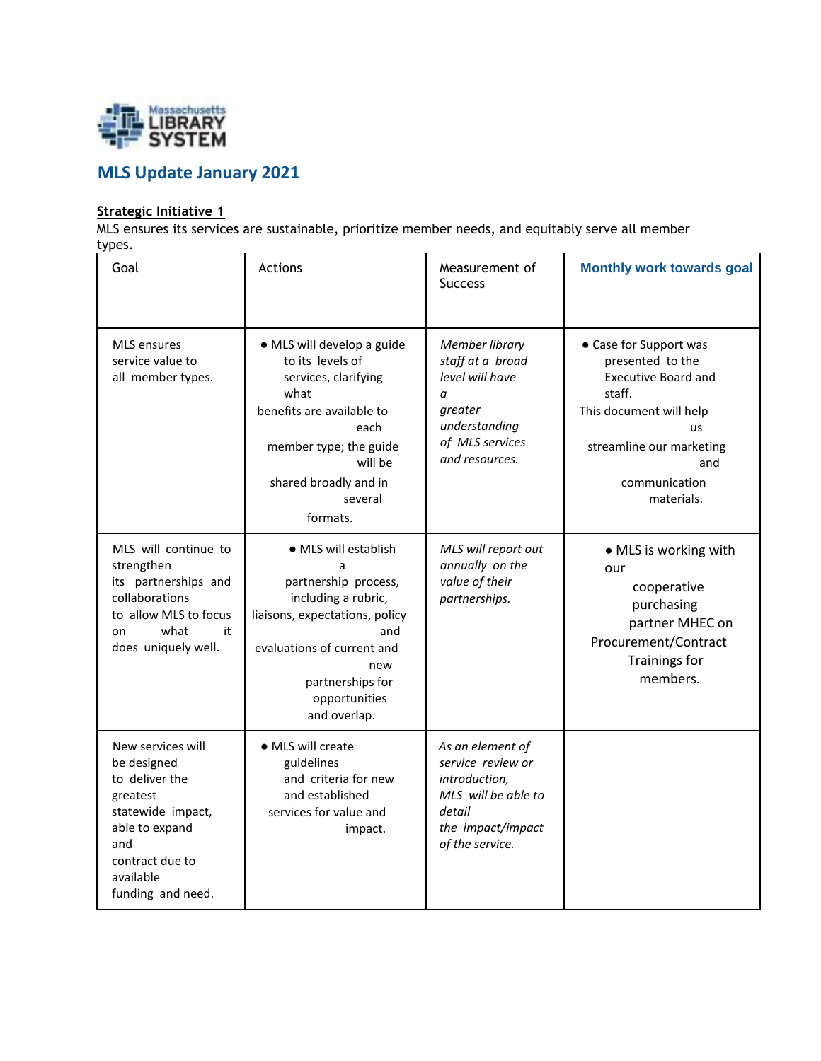## MLS Update January 2021

**Strategic Initiative 1**

MLS ensures its services are sustainable, prioritize member needs, and equitably serve all member types.

| Goal | Actions | Measurement of Success | Monthly work towards goal |
|---|---|---|---|
| MLS ensures service value to all member types. | • MLS will develop a guide to its levels of services, clarifying what benefits are available to each member type; the guide will be shared broadly and in several formats. | *Member library staff at a broad level will have a greater understanding of MLS services and resources.* | • Case for Support was presented to the Executive Board and staff. This document will help us streamline our marketing and communication materials. |
| MLS will continue to strengthen its partnerships and collaborations to allow MLS to focus on what it does uniquely well. | • MLS will establish a partnership process, including a rubric, liaisons, expectations, policy and evaluations of current and new partnerships for opportunities and overlap. | *MLS will report out annually on the value of their partnerships.* | • MLS is working with our cooperative purchasing partner MHEC on Procurement/Contract Trainings for members. |
| New services will be designed to deliver the greatest statewide impact, able to expand and contract due to available funding and need. | • MLS will create guidelines and criteria for new and established services for value and impact. | *As an element of service review or introduction, MLS will be able to detail the impact/impact of the service.* | |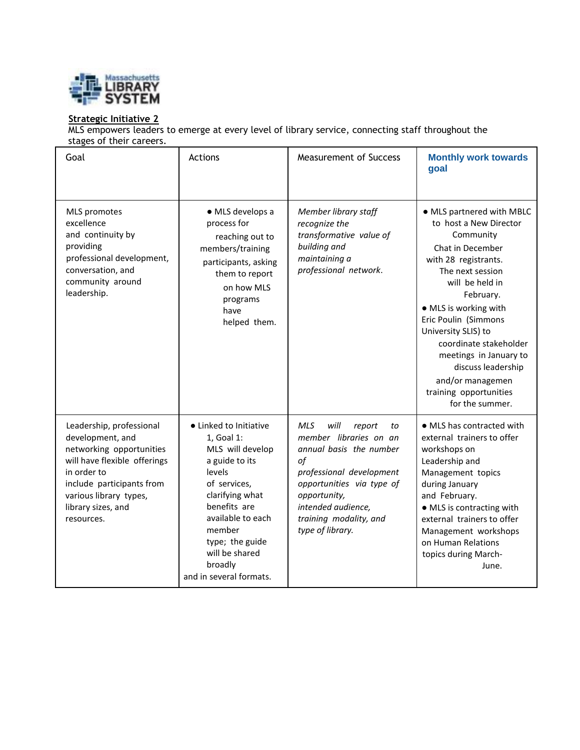**Strategic Initiative 2**

MLS empowers leaders to emerge at every level of library service, connecting staff throughout the stages of their careers.

| Goal | Actions | Measurement of Success | Monthly work towards goal |
|---|---|---|---|
| MLS promotes excellence and continuity by providing professional development, conversation, and community around leadership. | • MLS develops a process for reaching out to members/training participants, asking them to report on how MLS programs have helped them. | *Member library staff recognize the transformative value of building and maintaining a professional network.* | • MLS partnered with MBLC to host a New Director Community Chat in December with 28 registrants. The next session will be held in February.<br>• MLS is working with Eric Poulin (Simmons University SLIS) to coordinate stakeholder meetings in January to discuss leadership and/or managemen training opportunities for the summer. |
| Leadership, professional development, and networking opportunities will have flexible offerings in order to include participants from various library types, library sizes, and resources. | • Linked to Initiative 1, Goal 1: MLS will develop a guide to its levels of services, clarifying what benefits are available to each member type; the guide will be shared broadly and in several formats. | *MLS will report to member libraries on an annual basis the number of professional development opportunities via type of opportunity, intended audience, training modality, and type of library.* | • MLS has contracted with external trainers to offer workshops on Leadership and Management topics during January and February.<br>• MLS is contracting with external trainers to offer Management workshops on Human Relations topics during March-June. |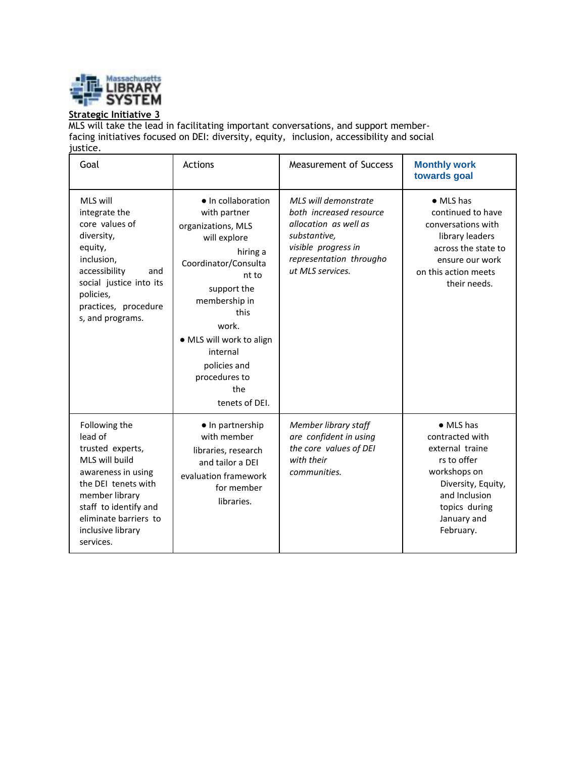**Strategic Initiative 3**

MLS will take the lead in facilitating important conversations, and support member-facing initiatives focused on DEI: diversity, equity, inclusion, accessibility and social justice.

| Goal | Actions | Measurement of Success | Monthly work towards goal |
|---|---|---|---|
| MLS will integrate the core values of diversity, equity, inclusion, accessibility and social justice into its policies, practices, procedures, and programs. | • In collaboration with partner organizations, MLS will explore hiring a Coordinator/Consultant to support the membership in this work.<br>• MLS will work to align internal policies and procedures to the tenets of DEI. | *MLS will demonstrate both increased resource allocation as well as substantive, visible progress in representation throughout MLS services.* | • MLS has continued to have conversations with library leaders across the state to ensure our work on this action meets their needs. |
| Following the lead of trusted experts, MLS will build awareness in using the DEI tenets with member library staff to identify and eliminate barriers to inclusive library services. | • In partnership with member libraries, research and tailor a DEI evaluation framework for member libraries. | *Member library staff are confident in using the core values of DEI with their communities.* | • MLS has contracted with external trainers to offer workshops on Diversity, Equity, and Inclusion topics during January and February. |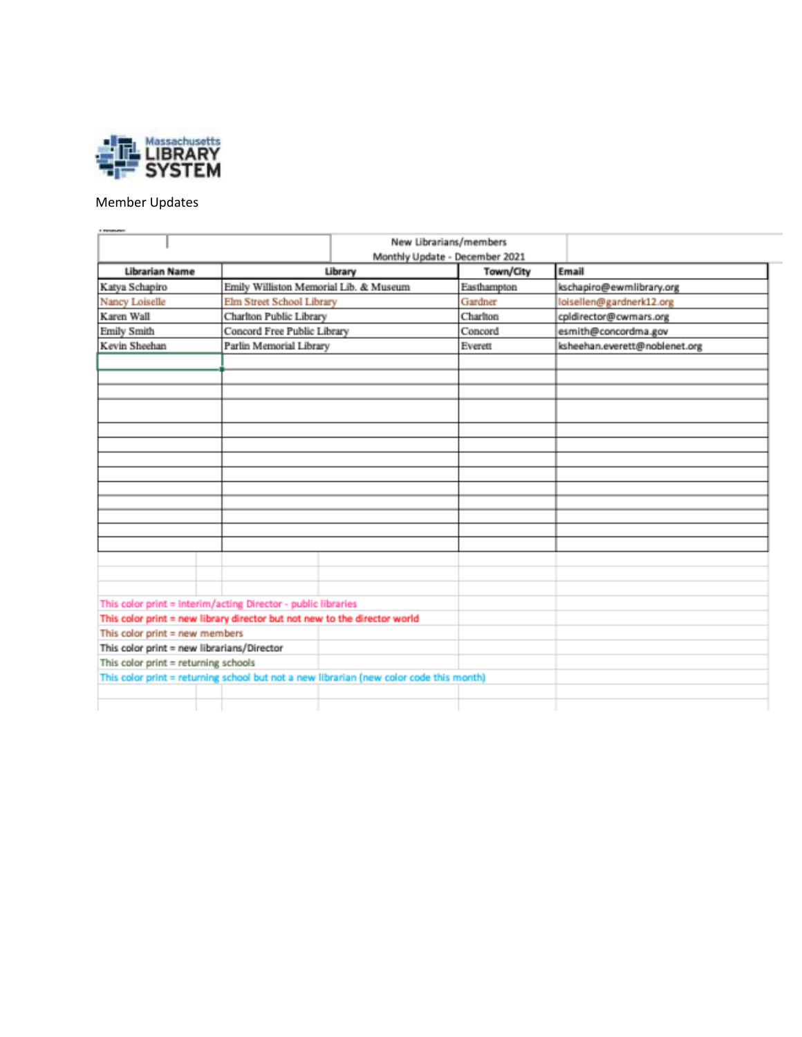Massachusetts LIBRARY SYSTEM

Member Updates

New Librarians/members
Monthly Update - December 2021

| Librarian Name | Library | Town/City | Email |
|---|---|---|---|
| Katya Schapiro | Emily Williston Memorial Lib. & Museum | Easthampton | kschapiro@ewmlibrary.org |
| Nancy Loiselle | Elm Street School Library | Gardner | loisellen@gardnerk12.org |
| Karen Wall | Charlton Public Library | Charlton | cpldirector@cwmars.org |
| Emily Smith | Concord Free Public Library | Concord | esmith@concordma.gov |
| Kevin Sheehan | Parlin Memorial Library | Everett | ksheehan.everett@noblenet.org |

This color print = Interim/acting Director - public libraries

This color print = new library director but not new to the director world

This color print = new members

This color print = new librarians/Director

This color print = returning schools

This color print = returning school but not a new librarian (new color code this month)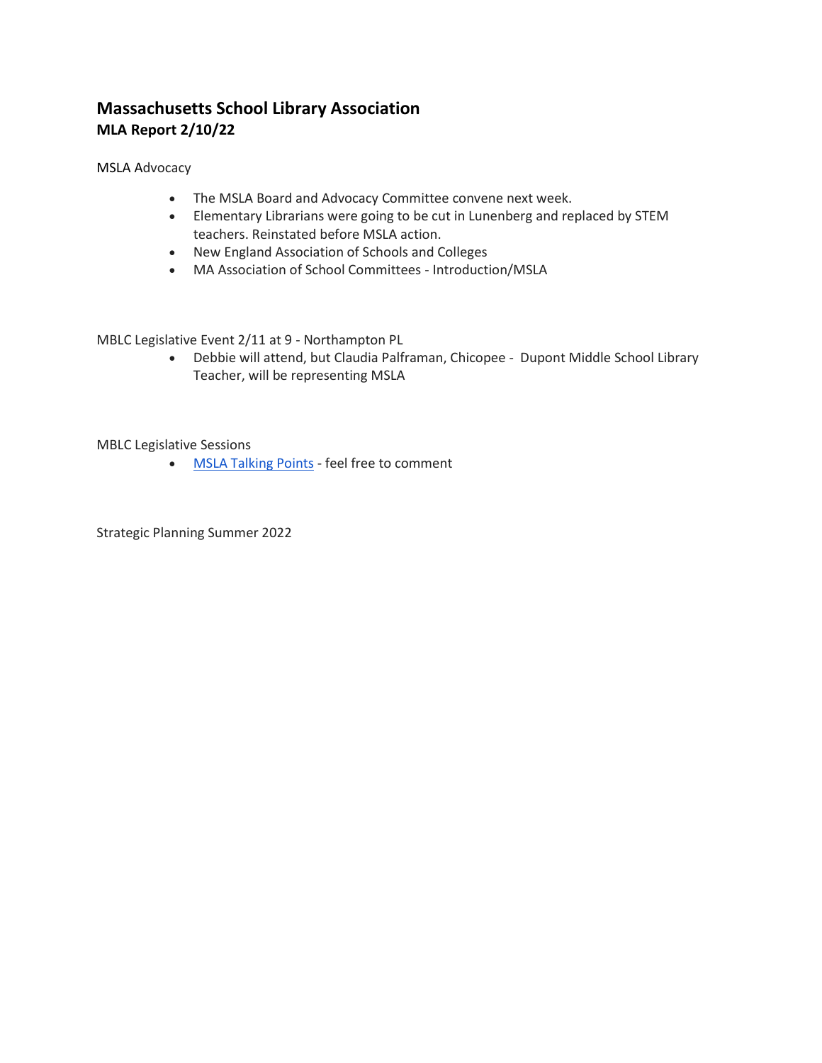## Massachusetts School Library Association
### MLA Report 2/10/22

MSLA Advocacy

- The MSLA Board and Advocacy Committee convene next week.
- Elementary Librarians were going to be cut in Lunenberg and replaced by STEM teachers. Reinstated before MSLA action.
- New England Association of Schools and Colleges
- MA Association of School Committees - Introduction/MSLA

MBLC Legislative Event 2/11 at 9 - Northampton PL

- Debbie will attend, but Claudia Palframan, Chicopee - Dupont Middle School Library Teacher, will be representing MSLA

MBLC Legislative Sessions

- MSLA Talking Points - feel free to comment

Strategic Planning Summer 2022